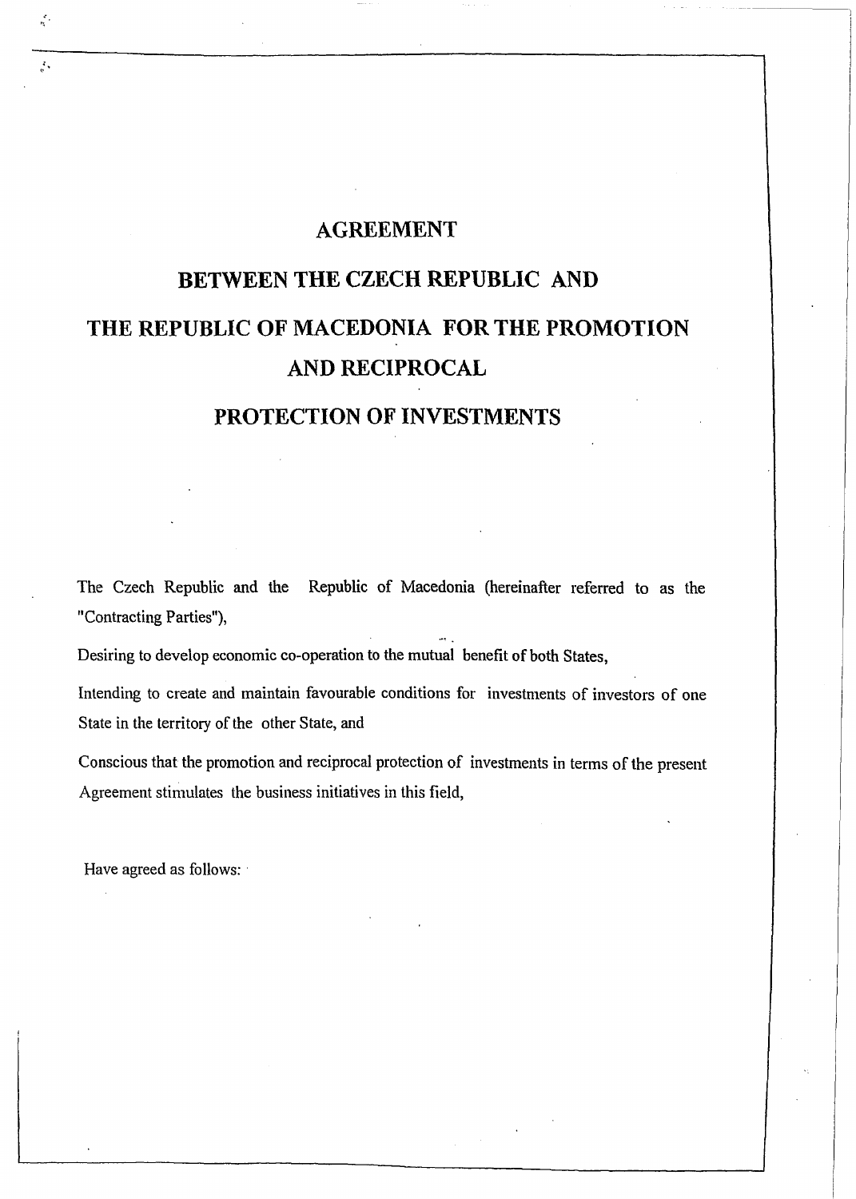# AGREEMENT

# BETWEEN THE CZECH REPUBLIC AND THE REPUBLIC OF MACEDONIA FOR THE PROMOTION AND RECIPROCAL PROTECTION OF INVESTMENTS

The Czech Republic and the Republic of Macedonia (hereinafter referred to as the "Contracting Parties"),

Desiring to develop economic co-operation to the mutual benefit of both States,

Intending to create and maintain favourable conditions for investments of investors of one State in the territory of the other State, and

Conscious that the promotion and reciprocal protection of investments in terms of the present Agreement stimulates the business initiatives in this field,

Have agreed as follows: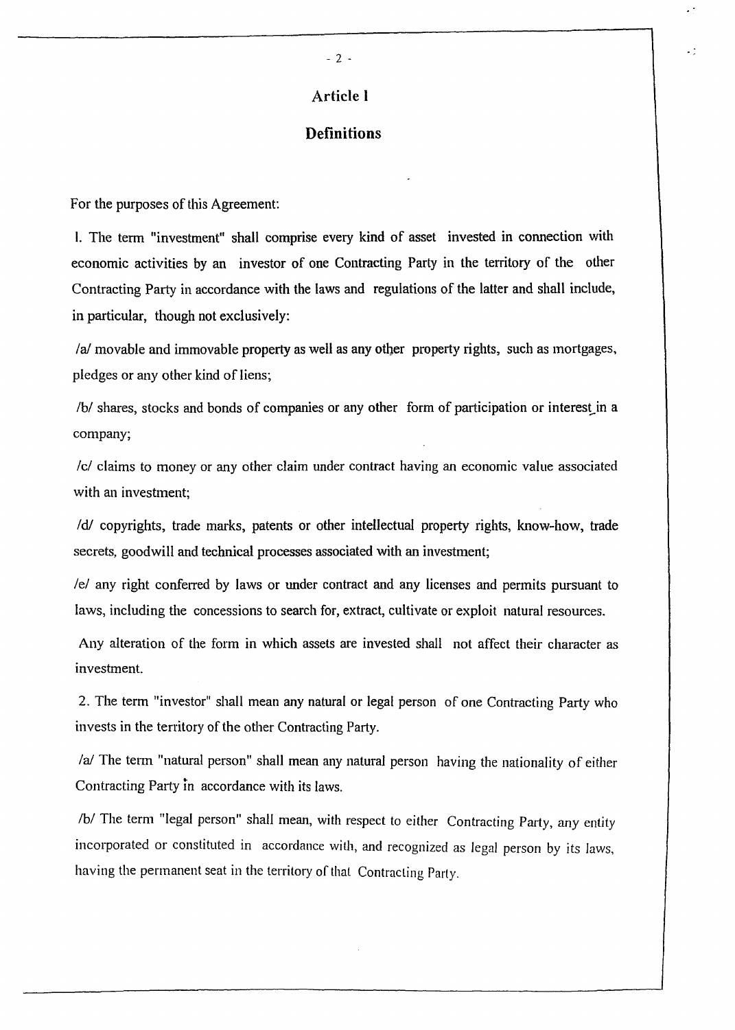## Article 1

## Definitions

For the purposes of this Agreement:

1. The term "investment" shall comprise every kind of asset invested in connection with economic activities by an investor of one Contracting Party in the territory of the other Contracting Party in accordance with the laws and regulations of the latter and shall include, in particular, though not exclusively:

/a/ movable and immovable property as well as any other property rights, such as mortgages, pledges or any other kind of liens;

/b/ shares, stocks and bonds of companies or any other form of participation or interest in a company;

/c/ claims to money or any other claim under contract having an economic value associated with an investment;

/d/ copyrights, trade marks, patents or other intellectual property rights, know-how, trade secrets, goodwill and technical processes associated with an investment;

/e/ any right conferred by laws or under contract and any licenses and permits pursuant to laws, including the concessions to search for, extract, cultivate or exploit natural resources.

Any alteration of the form in which assets are invested shall not affect their character as investment.

2. The term "investor" shall mean any natural or legal person of one Contracting Party who invests in the territory of the other Contracting Party.

/a/ The term "natural person" shall mean any natural person having the nationality of either Contracting Party in accordance with its laws.

/b/ The term "legal person" shall mean, with respect to either Contracting Party, any entity incorporated or constituted in accordance with, and recognized as legal person by its laws, having the permanent seat in the territory of that Contracting Party.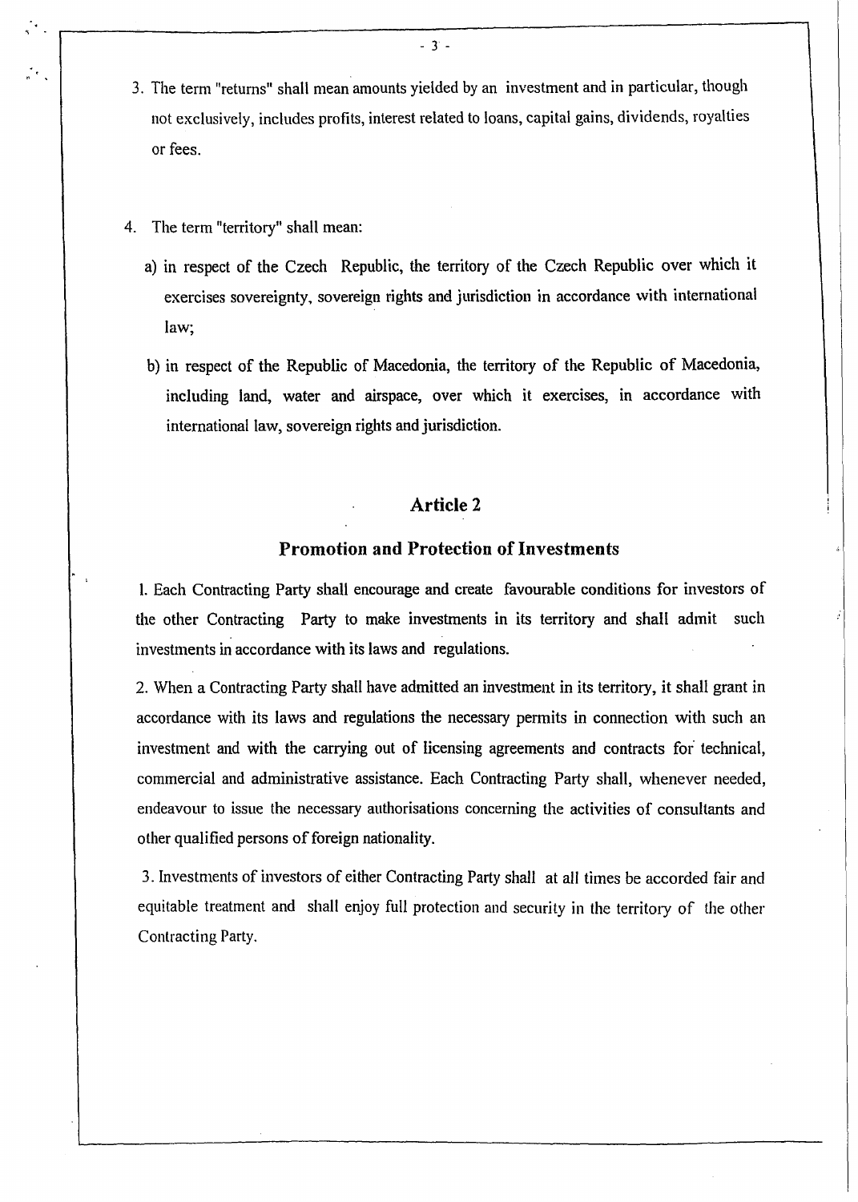3. The term "returns" shall mean amounts yielded by an investment and in particular, though not exclusively, includes profits, interest related to loans, capital gains, dividends, royalties or fees.

4. The term "territory" shall mean:

   a) in respect of the Czech Republic, the territory of the Czech Republic over which it exercises sovereignty, sovereign rights and jurisdiction in accordance with international law;

   b) in respect of the Republic of Macedonia, the territory of the Republic of Macedonia, including land, water and airspace, over which it exercises, in accordance with international law, sovereign rights and jurisdiction.

## Article 2

## Promotion and Protection of Investments

1. Each Contracting Party shall encourage and create favourable conditions for investors of the other Contracting Party to make investments in its territory and shall admit such investments in accordance with its laws and regulations.

2. When a Contracting Party shall have admitted an investment in its territory, it shall grant in accordance with its laws and regulations the necessary permits in connection with such an investment and with the carrying out of licensing agreements and contracts for technical, commercial and administrative assistance. Each Contracting Party shall, whenever needed, endeavour to issue the necessary authorisations concerning the activities of consultants and other qualified persons of foreign nationality.

3. Investments of investors of either Contracting Party shall at all times be accorded fair and equitable treatment and shall enjoy full protection and security in the territory of the other Contracting Party.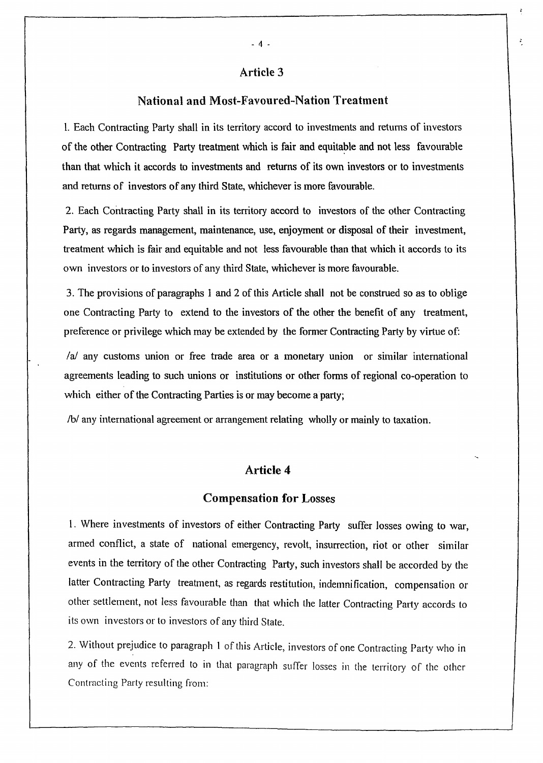## Article 3

## National and Most-Favoured-Nation Treatment

1. Each Contracting Party shall in its territory accord to investments and returns of investors of the other Contracting Party treatment which is fair and equitable and not less favourable than that which it accords to investments and returns of its own investors or to investments and returns of investors of any third State, whichever is more favourable.

2. Each Contracting Party shall in its territory accord to investors of the other Contracting Party, as regards management, maintenance, use, enjoyment or disposal of their investment, treatment which is fair and equitable and not less favourable than that which it accords to its own investors or to investors of any third State, whichever is more favourable.

3. The provisions of paragraphs 1 and 2 of this Article shall not be construed so as to oblige one Contracting Party to extend to the investors of the other the benefit of any treatment, preference or privilege which may be extended by the former Contracting Party by virtue of:

/a/ any customs union or free trade area or a monetary union or similar international agreements leading to such unions or institutions or other forms of regional co-operation to which either of the Contracting Parties is or may become a party;

/b/ any international agreement or arrangement relating wholly or mainly to taxation.

## Article 4

## Compensation for Losses

1. Where investments of investors of either Contracting Party suffer losses owing to war, armed conflict, a state of national emergency, revolt, insurrection, riot or other similar events in the territory of the other Contracting Party, such investors shall be accorded by the latter Contracting Party treatment, as regards restitution, indemnification, compensation or other settlement, not less favourable than that which the latter Contracting Party accords to its own investors or to investors of any third State.

2. Without prejudice to paragraph 1 of this Article, investors of one Contracting Party who in any of the events referred to in that paragraph suffer losses in the territory of the other Contracting Party resulting from: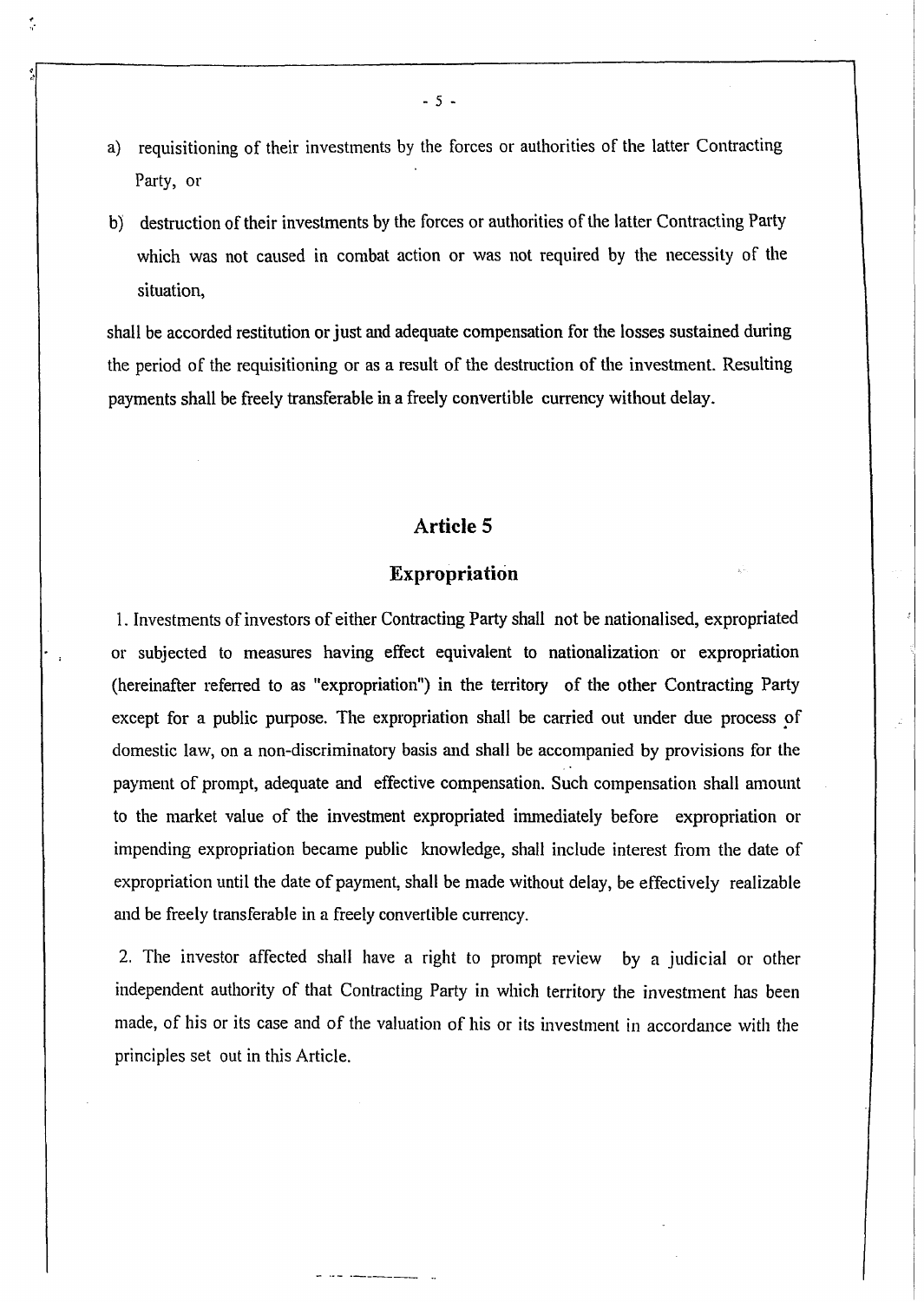a) requisitioning of their investments by the forces or authorities of the latter Contracting Party, or

b) destruction of their investments by the forces or authorities of the latter Contracting Party which was not caused in combat action or was not required by the necessity of the situation,

shall be accorded restitution or just and adequate compensation for the losses sustained during the period of the requisitioning or as a result of the destruction of the investment. Resulting payments shall be freely transferable in a freely convertible currency without delay.

## Article 5

## Expropriation

1. Investments of investors of either Contracting Party shall not be nationalised, expropriated or subjected to measures having effect equivalent to nationalization or expropriation (hereinafter referred to as "expropriation") in the territory of the other Contracting Party except for a public purpose. The expropriation shall be carried out under due process of domestic law, on a non-discriminatory basis and shall be accompanied by provisions for the payment of prompt, adequate and effective compensation. Such compensation shall amount to the market value of the investment expropriated immediately before expropriation or impending expropriation became public knowledge, shall include interest from the date of expropriation until the date of payment, shall be made without delay, be effectively realizable and be freely transferable in a freely convertible currency.

2. The investor affected shall have a right to prompt review by a judicial or other independent authority of that Contracting Party in which territory the investment has been made, of his or its case and of the valuation of his or its investment in accordance with the principles set out in this Article.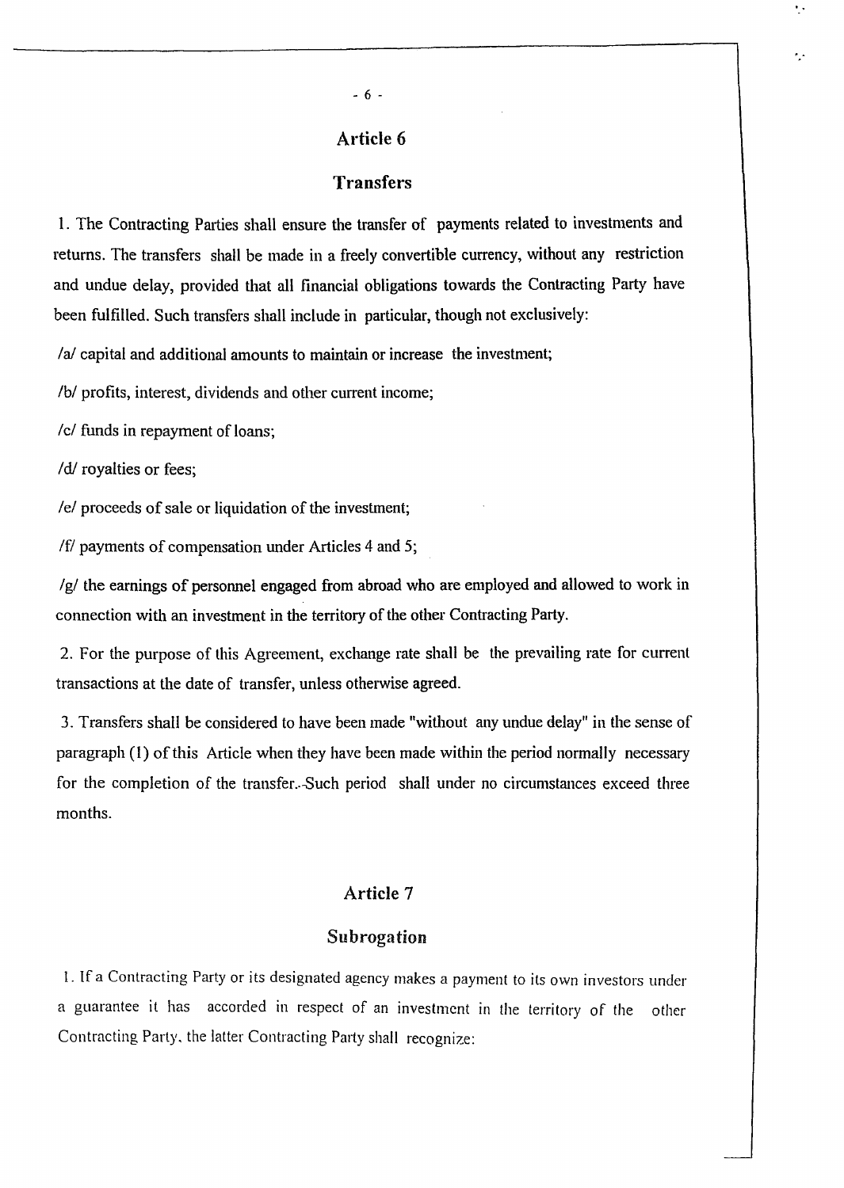## Article 6

## Transfers

1. The Contracting Parties shall ensure the transfer of payments related to investments and returns. The transfers shall be made in a freely convertible currency, without any restriction and undue delay, provided that all financial obligations towards the Contracting Party have been fulfilled. Such transfers shall include in particular, though not exclusively:

/a/ capital and additional amounts to maintain or increase the investment;

/b/ profits, interest, dividends and other current income;

/c/ funds in repayment of loans;

/d/ royalties or fees;

/e/ proceeds of sale or liquidation of the investment;

/f/ payments of compensation under Articles 4 and 5;

/g/ the earnings of personnel engaged from abroad who are employed and allowed to work in connection with an investment in the territory of the other Contracting Party.

2. For the purpose of this Agreement, exchange rate shall be the prevailing rate for current transactions at the date of transfer, unless otherwise agreed.

3. Transfers shall be considered to have been made "without any undue delay" in the sense of paragraph (1) of this Article when they have been made within the period normally necessary for the completion of the transfer. Such period shall under no circumstances exceed three months.

## Article 7

## Subrogation

1. If a Contracting Party or its designated agency makes a payment to its own investors under a guarantee it has accorded in respect of an investment in the territory of the other Contracting Party, the latter Contracting Party shall recognize: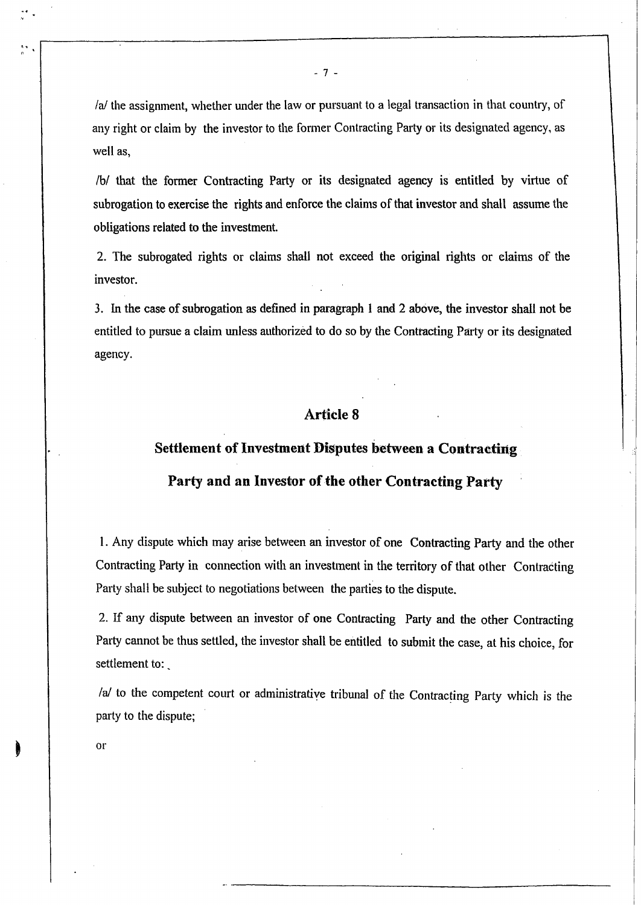/a/ the assignment, whether under the law or pursuant to a legal transaction in that country, of any right or claim by the investor to the former Contracting Party or its designated agency, as well as,

/b/ that the former Contracting Party or its designated agency is entitled by virtue of subrogation to exercise the rights and enforce the claims of that investor and shall assume the obligations related to the investment.

2. The subrogated rights or claims shall not exceed the original rights or claims of the investor.

3. In the case of subrogation as defined in paragraph 1 and 2 above, the investor shall not be entitled to pursue a claim unless authorized to do so by the Contracting Party or its designated agency.

## Article 8

## Settlement of Investment Disputes between a Contracting Party and an Investor of the other Contracting Party

1. Any dispute which may arise between an investor of one Contracting Party and the other Contracting Party in connection with an investment in the territory of that other Contracting Party shall be subject to negotiations between the parties to the dispute.

2. If any dispute between an investor of one Contracting Party and the other Contracting Party cannot be thus settled, the investor shall be entitled to submit the case, at his choice, for settlement to:

/a/ to the competent court or administrative tribunal of the Contracting Party which is the party to the dispute;

or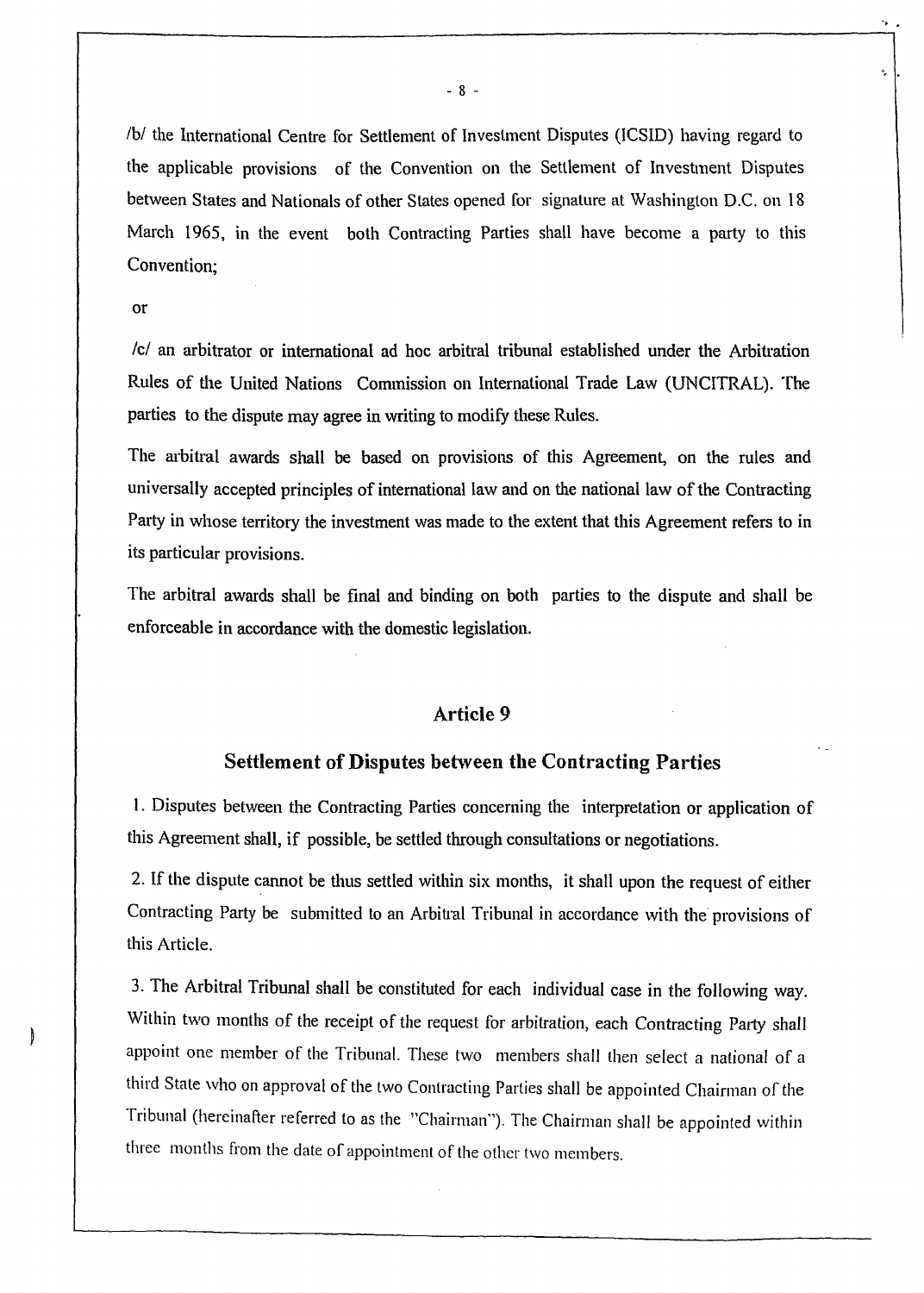/b/ the International Centre for Settlement of Investment Disputes (ICSID) having regard to the applicable provisions of the Convention on the Settlement of Investment Disputes between States and Nationals of other States opened for signature at Washington D.C. on 18 March 1965, in the event both Contracting Parties shall have become a party to this Convention;

or

/c/ an arbitrator or international ad hoc arbitral tribunal established under the Arbitration Rules of the United Nations Commission on International Trade Law (UNCITRAL). The parties to the dispute may agree in writing to modify these Rules.

The arbitral awards shall be based on provisions of this Agreement, on the rules and universally accepted principles of international law and on the national law of the Contracting Party in whose territory the investment was made to the extent that this Agreement refers to in its particular provisions.

The arbitral awards shall be final and binding on both parties to the dispute and shall be enforceable in accordance with the domestic legislation.

## Article 9

## Settlement of Disputes between the Contracting Parties

1. Disputes between the Contracting Parties concerning the interpretation or application of this Agreement shall, if possible, be settled through consultations or negotiations.

2. If the dispute cannot be thus settled within six months, it shall upon the request of either Contracting Party be submitted to an Arbitral Tribunal in accordance with the provisions of this Article.

3. The Arbitral Tribunal shall be constituted for each individual case in the following way. Within two months of the receipt of the request for arbitration, each Contracting Party shall appoint one member of the Tribunal. These two members shall then select a national of a third State who on approval of the two Contracting Parties shall be appointed Chairman of the Tribunal (hereinafter referred to as the "Chairman"). The Chairman shall be appointed within three months from the date of appointment of the other two members.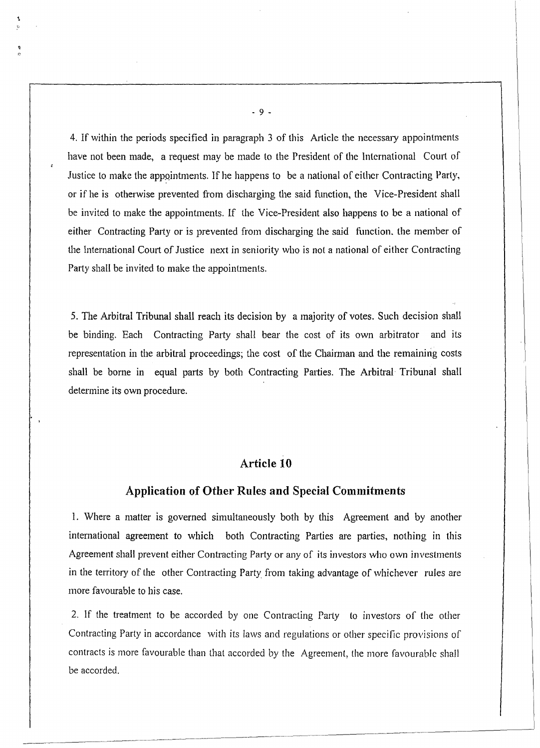4. If within the periods specified in paragraph 3 of this Article the necessary appointments have not been made, a request may be made to the President of the International Court of Justice to make the appointments. If he happens to be a national of either Contracting Party, or if he is otherwise prevented from discharging the said function, the Vice-President shall be invited to make the appointments. If the Vice-President also happens to be a national of either Contracting Party or is prevented from discharging the said function, the member of the International Court of Justice next in seniority who is not a national of either Contracting Party shall be invited to make the appointments.

5. The Arbitral Tribunal shall reach its decision by a majority of votes. Such decision shall be binding. Each Contracting Party shall bear the cost of its own arbitrator and its representation in the arbitral proceedings; the cost of the Chairman and the remaining costs shall be borne in equal parts by both Contracting Parties. The Arbitral Tribunal shall determine its own procedure.

## Article 10

## Application of Other Rules and Special Commitments

1. Where a matter is governed simultaneously both by this Agreement and by another international agreement to which both Contracting Parties are parties, nothing in this Agreement shall prevent either Contracting Party or any of its investors who own investments in the territory of the other Contracting Party from taking advantage of whichever rules are more favourable to his case.

2. If the treatment to be accorded by one Contracting Party to investors of the other Contracting Party in accordance with its laws and regulations or other specific provisions of contracts is more favourable than that accorded by the Agreement, the more favourable shall be accorded.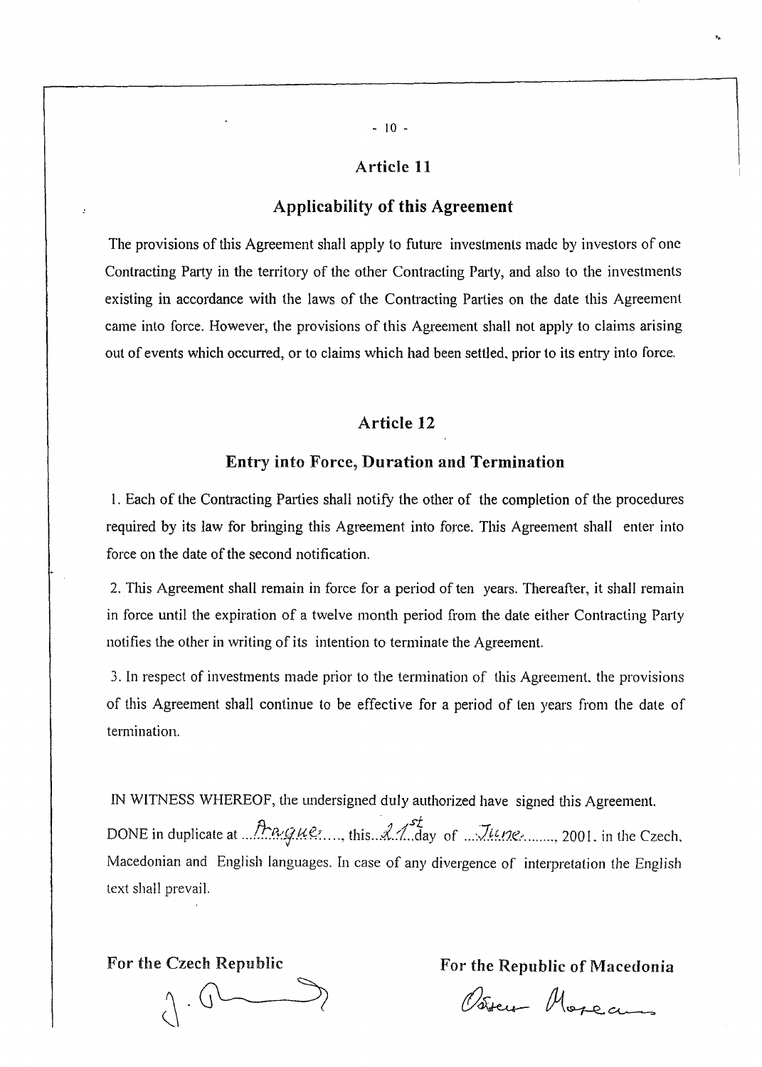## Article 11

## Applicability of this Agreement

The provisions of this Agreement shall apply to future investments made by investors of one Contracting Party in the territory of the other Contracting Party, and also to the investments existing in accordance with the laws of the Contracting Parties on the date this Agreement came into force. However, the provisions of this Agreement shall not apply to claims arising out of events which occurred, or to claims which had been settled, prior to its entry into force.

## Article 12

## Entry into Force, Duration and Termination

1. Each of the Contracting Parties shall notify the other of the completion of the procedures required by its law for bringing this Agreement into force. This Agreement shall enter into force on the date of the second notification.

2. This Agreement shall remain in force for a period of ten years. Thereafter, it shall remain in force until the expiration of a twelve month period from the date either Contracting Party notifies the other in writing of its intention to terminate the Agreement.

3. In respect of investments made prior to the termination of this Agreement, the provisions of this Agreement shall continue to be effective for a period of ten years from the date of termination.

IN WITNESS WHEREOF, the undersigned duly authorized have signed this Agreement.

DONE in duplicate at ...Prague...., this..21st..day of ...June........, 2001, in the Czech, Macedonian and English languages. In case of any divergence of interpretation the English text shall prevail.

**For the Czech Republic**

**For the Republic of Macedonia**